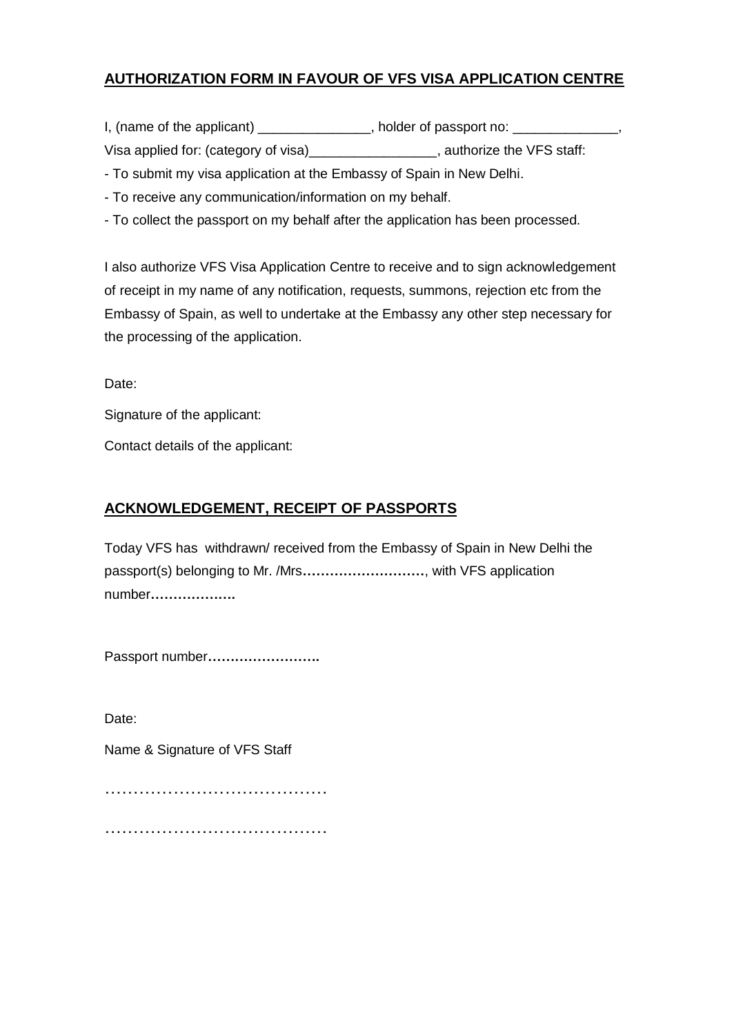## AUTHORIZATION FORM IN FAVOUR OF VFS VISA APPLICATION CENTRE

I, (name of the applicant) _______________, holder of passport no: ______________,

Visa applied for: (category of visa)_________________, authorize the VFS staff:

- To submit my visa application at the Embassy of Spain in New Delhi.
- To receive any communication/information on my behalf.
- To collect the passport on my behalf after the application has been processed.

I also authorize VFS Visa Application Centre to receive and to sign acknowledgement of receipt in my name of any notification, requests, summons, rejection etc from the Embassy of Spain, as well to undertake at the Embassy any other step necessary for the processing of the application.

Date:

Signature of the applicant:

Contact details of the applicant:

## ACKNOWLEDGEMENT, RECEIPT OF PASSPORTS

Today VFS has withdrawn/ received from the Embassy of Spain in New Delhi the passport(s) belonging to Mr. /Mrs………………………, with VFS application number……………….

Passport number…………………….

Date:

Name & Signature of VFS Staff

…………………………………

…………………………………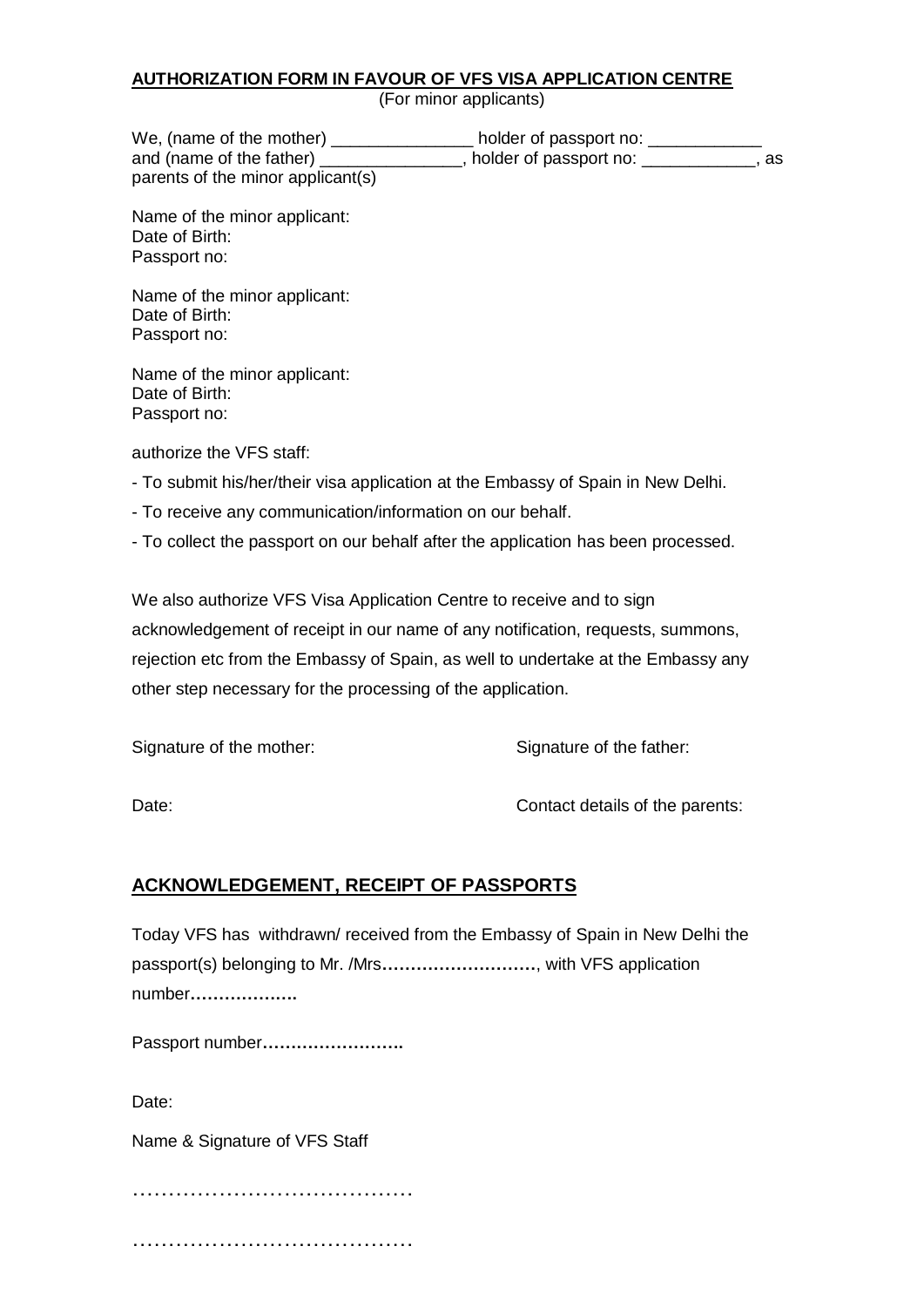**AUTHORIZATION FORM IN FAVOUR OF VFS VISA APPLICATION CENTRE**
(For minor applicants)

We, (name of the mother) _______________ holder of passport no: ____________ and (name of the father) _______________, holder of passport no: ____________, as parents of the minor applicant(s)

Name of the minor applicant:
Date of Birth:
Passport no:

Name of the minor applicant:
Date of Birth:
Passport no:

Name of the minor applicant:
Date of Birth:
Passport no:

authorize the VFS staff:

- To submit his/her/their visa application at the Embassy of Spain in New Delhi.
- To receive any communication/information on our behalf.
- To collect the passport on our behalf after the application has been processed.

We also authorize VFS Visa Application Centre to receive and to sign acknowledgement of receipt in our name of any notification, requests, summons, rejection etc from the Embassy of Spain, as well to undertake at the Embassy any other step necessary for the processing of the application.

Signature of the mother: Signature of the father:

Date: Contact details of the parents:

## ACKNOWLEDGEMENT, RECEIPT OF PASSPORTS

Today VFS has withdrawn/ received from the Embassy of Spain in New Delhi the passport(s) belonging to Mr. /Mrs**………………………**, with VFS application number**……………….**

Passport number**…………………….**

Date:

Name & Signature of VFS Staff

…………………………………

…………………………………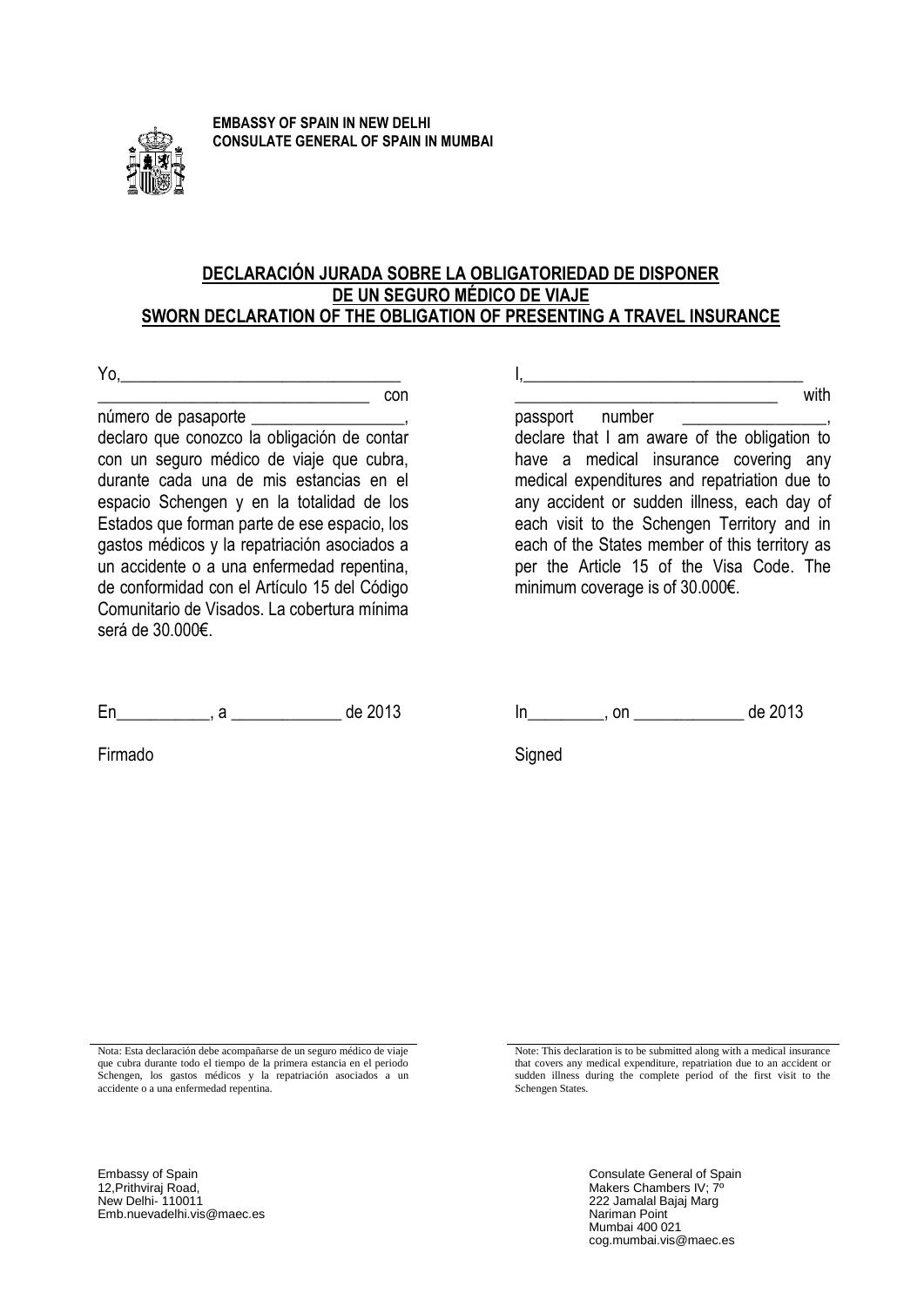**EMBASSY OF SPAIN IN NEW DELHI**
**CONSULATE GENERAL OF SPAIN IN MUMBAI**

## DECLARACIÓN JURADA SOBRE LA OBLIGATORIEDAD DE DISPONER DE UN SEGURO MÉDICO DE VIAJE
## SWORN DECLARATION OF THE OBLIGATION OF PRESENTING A TRAVEL INSURANCE

Yo,_________________________________ _______________________________ con número de pasaporte _________________, declaro que conozco la obligación de contar con un seguro médico de viaje que cubra, durante cada una de mis estancias en el espacio Schengen y en la totalidad de los Estados que forman parte de ese espacio, los gastos médicos y la repatriación asociados a un accidente o a una enfermedad repentina, de conformidad con el Artículo 15 del Código Comunitario de Visados. La cobertura mínima será de 30.000€.

En___________, a _____________ de 2013

Firmado

I,_________________________________ _______________________________ with passport number ________________, declare that I am aware of the obligation to have a medical insurance covering any medical expenditures and repatriation due to any accident or sudden illness, each day of each visit to the Schengen Territory and in each of the States member of this territory as per the Article 15 of the Visa Code. The minimum coverage is of 30.000€.

In_________, on _____________ de 2013

Signed

Nota: Esta declaración debe acompañarse de un seguro médico de viaje que cubra durante todo el tiempo de la primera estancia en el periodo Schengen, los gastos médicos y la repatriación asociados a un accidente o a una enfermedad repentina.

Note: This declaration is to be submitted along with a medical insurance that covers any medical expenditure, repatriation due to an accident or sudden illness during the complete period of the first visit to the Schengen States.

Embassy of Spain
12,Prithviraj Road,
New Delhi- 110011
Emb.nuevadelhi.vis@maec.es

Consulate General of Spain
Makers Chambers IV; 7º
222 Jamalal Bajaj Marg
Nariman Point
Mumbai 400 021
cog.mumbai.vis@maec.es